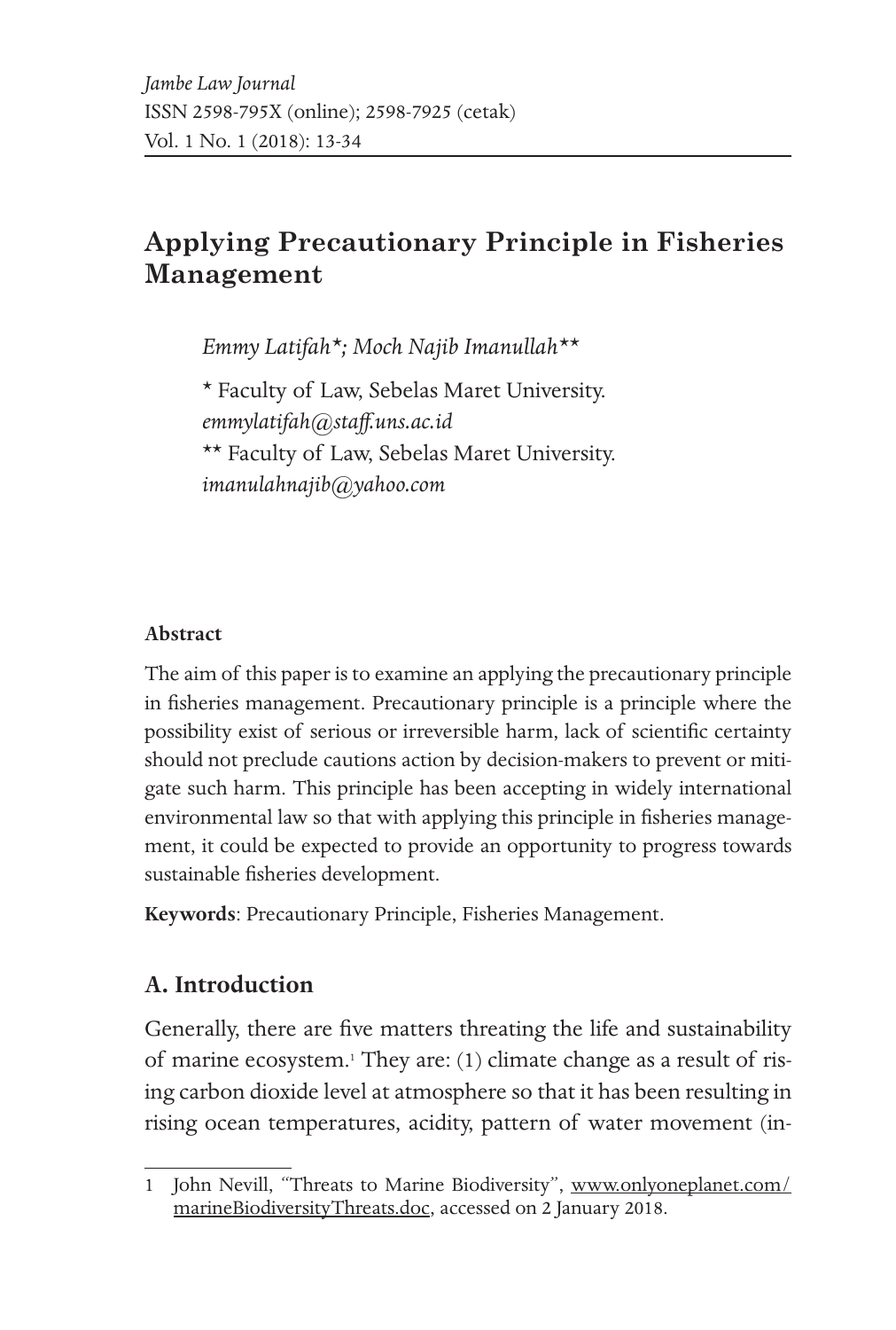*Jambe Law Journal*
ISSN 2598-795X (online); 2598-7925 (cetak)
Vol. 1 No. 1 (2018): 13-34

# Applying Precautionary Principle in Fisheries Management

*Emmy Latifah\*; Moch Najib Imanullah\*\**

\* Faculty of Law, Sebelas Maret University.
*emmylatifah@staff.uns.ac.id*
\*\* Faculty of Law, Sebelas Maret University.
*imanulahnajib@yahoo.com*

#### Abstract

The aim of this paper is to examine an applying the precautionary principle in fisheries management. Precautionary principle is a principle where the possibility exist of serious or irreversible harm, lack of scientific certainty should not preclude cautions action by decision-makers to prevent or mitigate such harm. This principle has been accepting in widely international environmental law so that with applying this principle in fisheries management, it could be expected to provide an opportunity to progress towards sustainable fisheries development.

**Keywords**: Precautionary Principle, Fisheries Management.

## A. Introduction

Generally, there are five matters threating the life and sustainability of marine ecosystem.[1] They are: (1) climate change as a result of rising carbon dioxide level at atmosphere so that it has been resulting in rising ocean temperatures, acidity, pattern of water movement (in-

---

1 John Nevill, "Threats to Marine Biodiversity", www.onlyoneplanet.com/marineBiodiversityThreats.doc, accessed on 2 January 2018.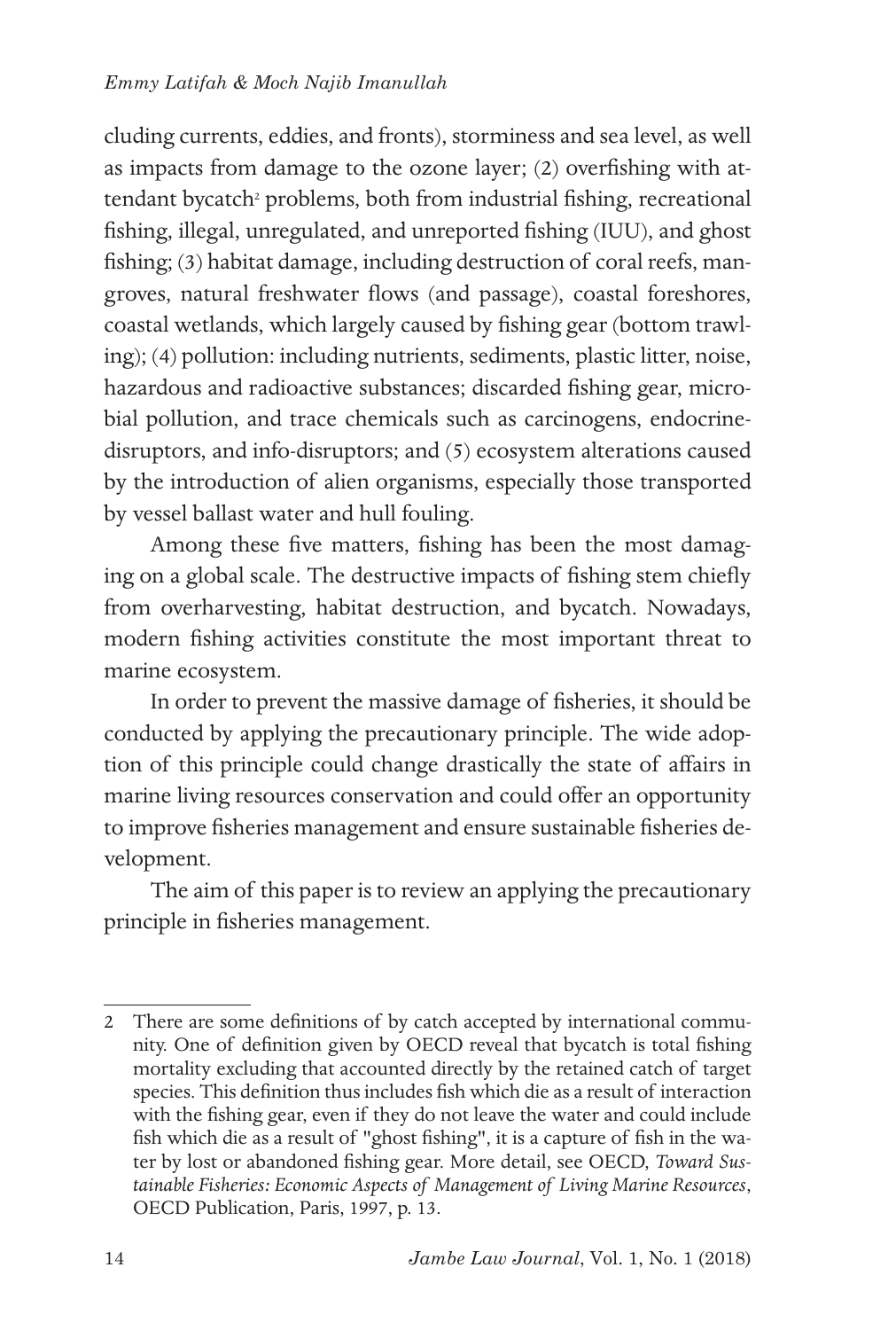cluding currents, eddies, and fronts), storminess and sea level, as well as impacts from damage to the ozone layer; (2) overfishing with attendant bycatch[2] problems, both from industrial fishing, recreational fishing, illegal, unregulated, and unreported fishing (IUU), and ghost fishing; (3) habitat damage, including destruction of coral reefs, mangroves, natural freshwater flows (and passage), coastal foreshores, coastal wetlands, which largely caused by fishing gear (bottom trawling); (4) pollution: including nutrients, sediments, plastic litter, noise, hazardous and radioactive substances; discarded fishing gear, microbial pollution, and trace chemicals such as carcinogens, endocrine-disruptors, and info-disruptors; and (5) ecosystem alterations caused by the introduction of alien organisms, especially those transported by vessel ballast water and hull fouling.

Among these five matters, fishing has been the most damaging on a global scale. The destructive impacts of fishing stem chiefly from overharvesting, habitat destruction, and bycatch. Nowadays, modern fishing activities constitute the most important threat to marine ecosystem.

In order to prevent the massive damage of fisheries, it should be conducted by applying the precautionary principle. The wide adoption of this principle could change drastically the state of affairs in marine living resources conservation and could offer an opportunity to improve fisheries management and ensure sustainable fisheries development.

The aim of this paper is to review an applying the precautionary principle in fisheries management.

---

2 There are some definitions of by catch accepted by international community. One of definition given by OECD reveal that bycatch is total fishing mortality excluding that accounted directly by the retained catch of target species. This definition thus includes fish which die as a result of interaction with the fishing gear, even if they do not leave the water and could include fish which die as a result of "ghost fishing", it is a capture of fish in the water by lost or abandoned fishing gear. More detail, see OECD, *Toward Sustainable Fisheries: Economic Aspects of Management of Living Marine Resources*, OECD Publication, Paris, 1997, p. 13.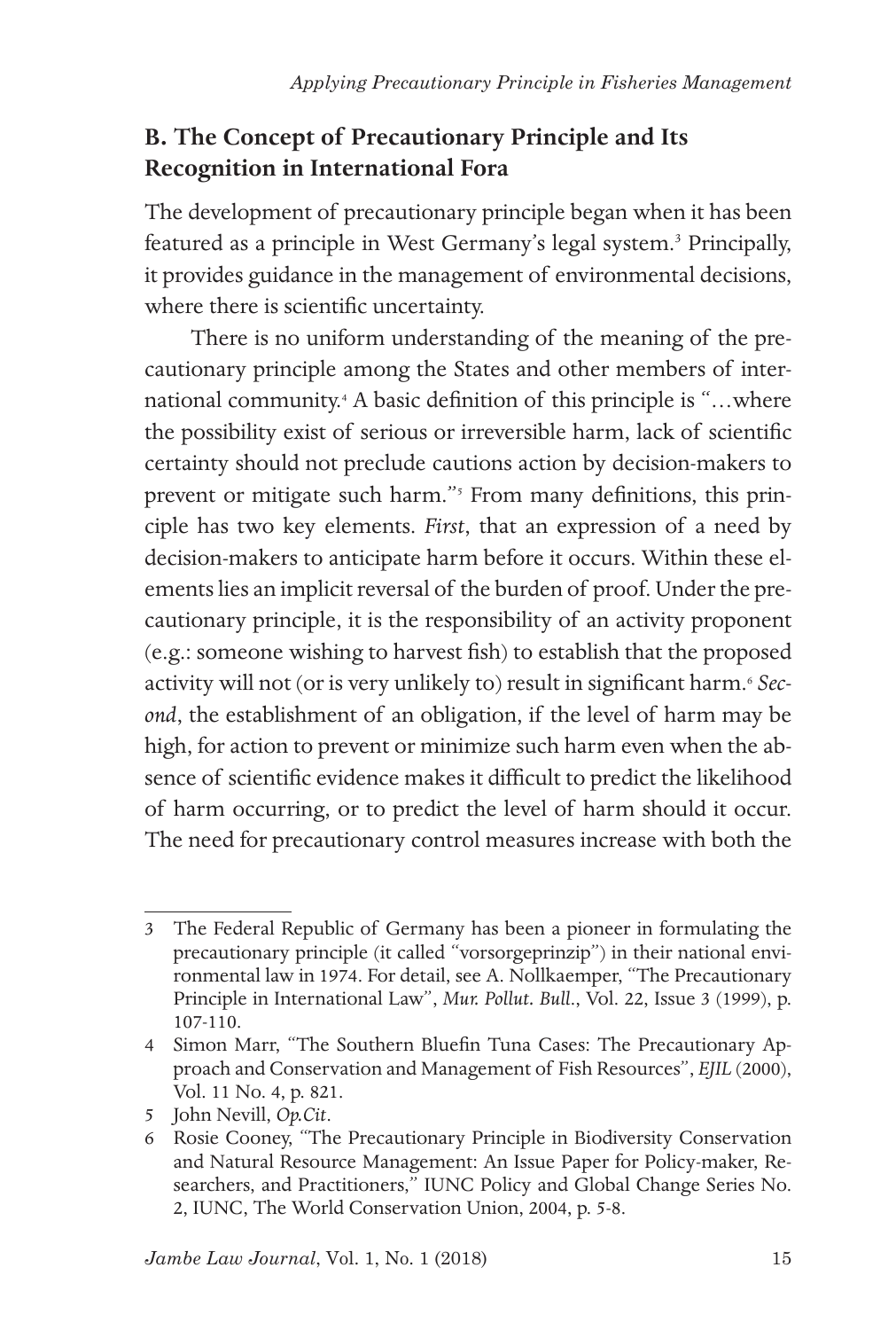## B. The Concept of Precautionary Principle and Its Recognition in International Fora

The development of precautionary principle began when it has been featured as a principle in West Germany's legal system.[3] Principally, it provides guidance in the management of environmental decisions, where there is scientific uncertainty.

There is no uniform understanding of the meaning of the precautionary principle among the States and other members of international community.[4] A basic definition of this principle is "…where the possibility exist of serious or irreversible harm, lack of scientific certainty should not preclude cautions action by decision-makers to prevent or mitigate such harm."[5] From many definitions, this principle has two key elements. *First*, that an expression of a need by decision-makers to anticipate harm before it occurs. Within these elements lies an implicit reversal of the burden of proof. Under the precautionary principle, it is the responsibility of an activity proponent (e.g.: someone wishing to harvest fish) to establish that the proposed activity will not (or is very unlikely to) result in significant harm.[6] *Second*, the establishment of an obligation, if the level of harm may be high, for action to prevent or minimize such harm even when the absence of scientific evidence makes it difficult to predict the likelihood of harm occurring, or to predict the level of harm should it occur. The need for precautionary control measures increase with both the

---

3 The Federal Republic of Germany has been a pioneer in formulating the precautionary principle (it called "vorsorgeprinzip") in their national environmental law in 1974. For detail, see A. Nollkaemper, "The Precautionary Principle in International Law", *Mur. Pollut. Bull*., Vol. 22, Issue 3 (1999), p. 107-110.

4 Simon Marr, "The Southern Bluefin Tuna Cases: The Precautionary Approach and Conservation and Management of Fish Resources", *EJIL* (2000), Vol. 11 No. 4, p. 821.

5 John Nevill, *Op.Cit*.

6 Rosie Cooney, "The Precautionary Principle in Biodiversity Conservation and Natural Resource Management: An Issue Paper for Policy-maker, Researchers, and Practitioners," IUNC Policy and Global Change Series No. 2, IUNC, The World Conservation Union, 2004, p. 5-8.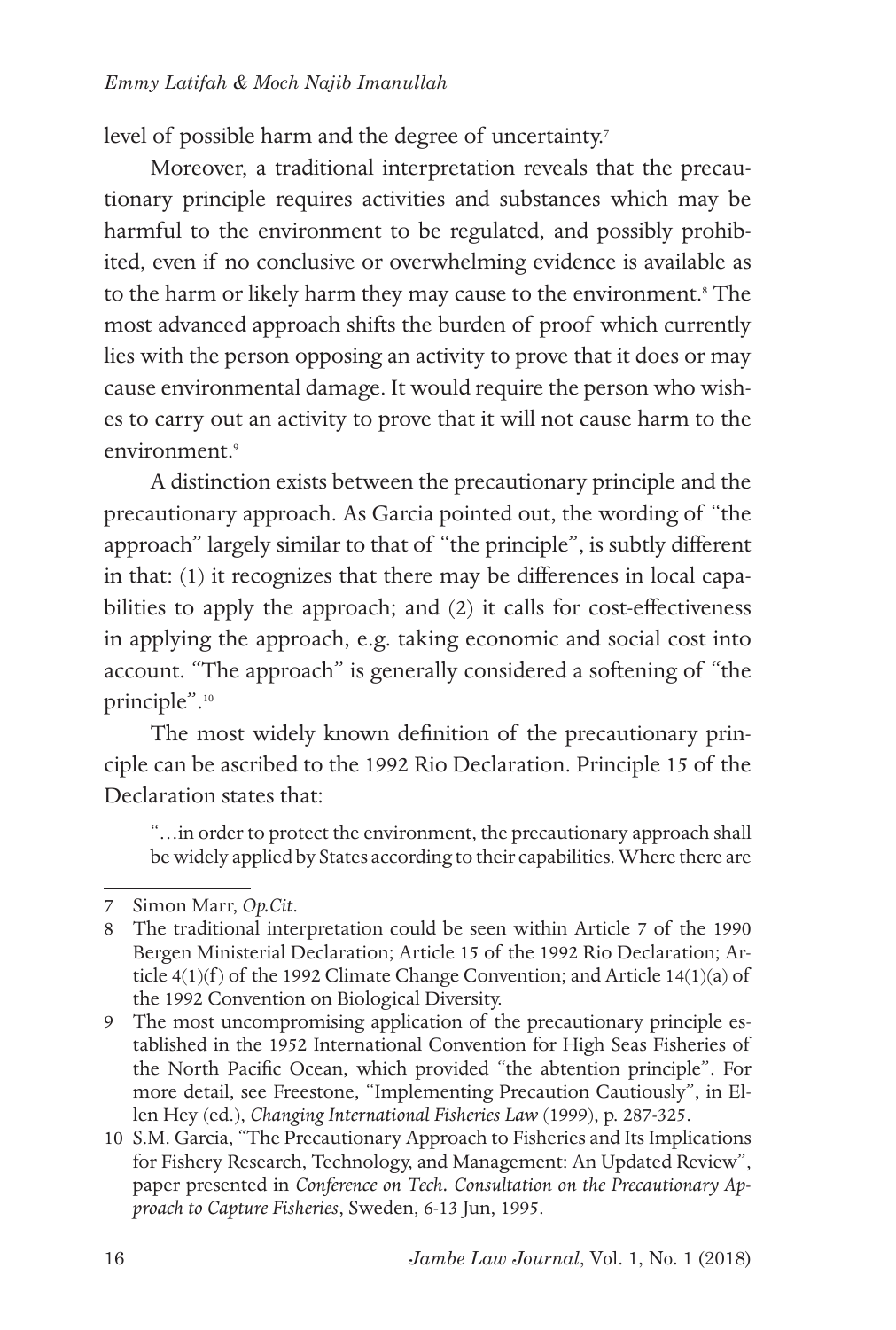level of possible harm and the degree of uncertainty.[7]

Moreover, a traditional interpretation reveals that the precautionary principle requires activities and substances which may be harmful to the environment to be regulated, and possibly prohibited, even if no conclusive or overwhelming evidence is available as to the harm or likely harm they may cause to the environment.[8] The most advanced approach shifts the burden of proof which currently lies with the person opposing an activity to prove that it does or may cause environmental damage. It would require the person who wishes to carry out an activity to prove that it will not cause harm to the environment.[9]

A distinction exists between the precautionary principle and the precautionary approach. As Garcia pointed out, the wording of "the approach" largely similar to that of "the principle", is subtly different in that: (1) it recognizes that there may be differences in local capabilities to apply the approach; and (2) it calls for cost-effectiveness in applying the approach, e.g. taking economic and social cost into account. "The approach" is generally considered a softening of "the principle".[10]

The most widely known definition of the precautionary principle can be ascribed to the 1992 Rio Declaration. Principle 15 of the Declaration states that:

> "…in order to protect the environment, the precautionary approach shall be widely applied by States according to their capabilities. Where there are

---

7 Simon Marr, *Op.Cit*.

8 The traditional interpretation could be seen within Article 7 of the 1990 Bergen Ministerial Declaration; Article 15 of the 1992 Rio Declaration; Article 4(1)(f) of the 1992 Climate Change Convention; and Article 14(1)(a) of the 1992 Convention on Biological Diversity.

9 The most uncompromising application of the precautionary principle established in the 1952 International Convention for High Seas Fisheries of the North Pacific Ocean, which provided "the abtention principle". For more detail, see Freestone, "Implementing Precaution Cautiously", in Ellen Hey (ed.), *Changing International Fisheries Law* (1999), p. 287-325.

10 S.M. Garcia, "The Precautionary Approach to Fisheries and Its Implications for Fishery Research, Technology, and Management: An Updated Review", paper presented in *Conference on Tech. Consultation on the Precautionary Approach to Capture Fisheries*, Sweden, 6-13 Jun, 1995.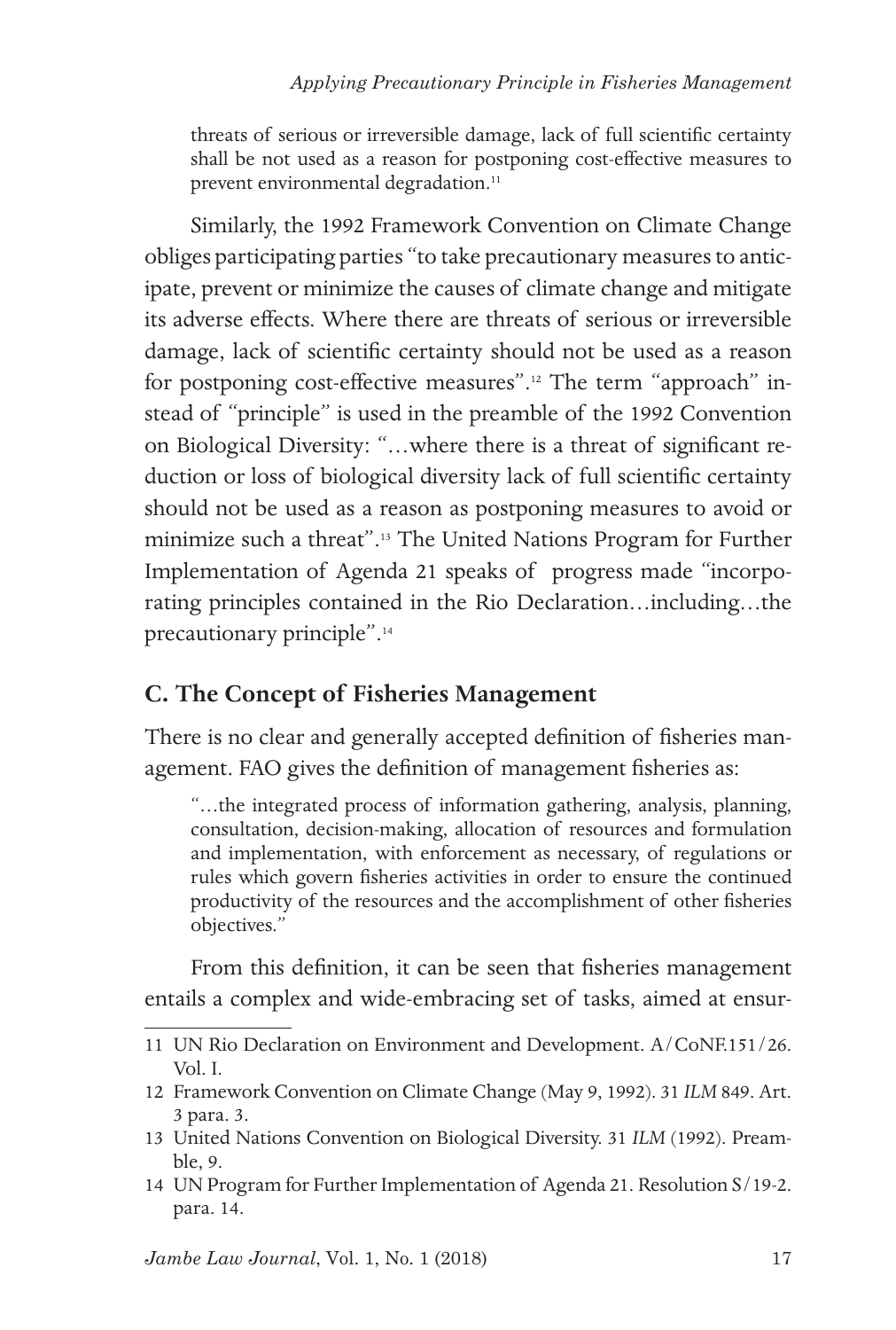threats of serious or irreversible damage, lack of full scientific certainty shall be not used as a reason for postponing cost-effective measures to prevent environmental degradation.[11]

Similarly, the 1992 Framework Convention on Climate Change obliges participating parties "to take precautionary measures to anticipate, prevent or minimize the causes of climate change and mitigate its adverse effects. Where there are threats of serious or irreversible damage, lack of scientific certainty should not be used as a reason for postponing cost-effective measures".[12] The term "approach" instead of "principle" is used in the preamble of the 1992 Convention on Biological Diversity: "…where there is a threat of significant reduction or loss of biological diversity lack of full scientific certainty should not be used as a reason as postponing measures to avoid or minimize such a threat".[13] The United Nations Program for Further Implementation of Agenda 21 speaks of progress made "incorporating principles contained in the Rio Declaration…including…the precautionary principle".[14]

## C. The Concept of Fisheries Management

There is no clear and generally accepted definition of fisheries management. FAO gives the definition of management fisheries as:

> "…the integrated process of information gathering, analysis, planning, consultation, decision-making, allocation of resources and formulation and implementation, with enforcement as necessary, of regulations or rules which govern fisheries activities in order to ensure the continued productivity of the resources and the accomplishment of other fisheries objectives."

From this definition, it can be seen that fisheries management entails a complex and wide-embracing set of tasks, aimed at ensur-

---

11 UN Rio Declaration on Environment and Development. A/CoNF.151/26. Vol. I.

12 Framework Convention on Climate Change (May 9, 1992). 31 *ILM* 849. Art. 3 para. 3.

13 United Nations Convention on Biological Diversity. 31 *ILM* (1992). Preamble, 9.

14 UN Program for Further Implementation of Agenda 21. Resolution S/19-2. para. 14.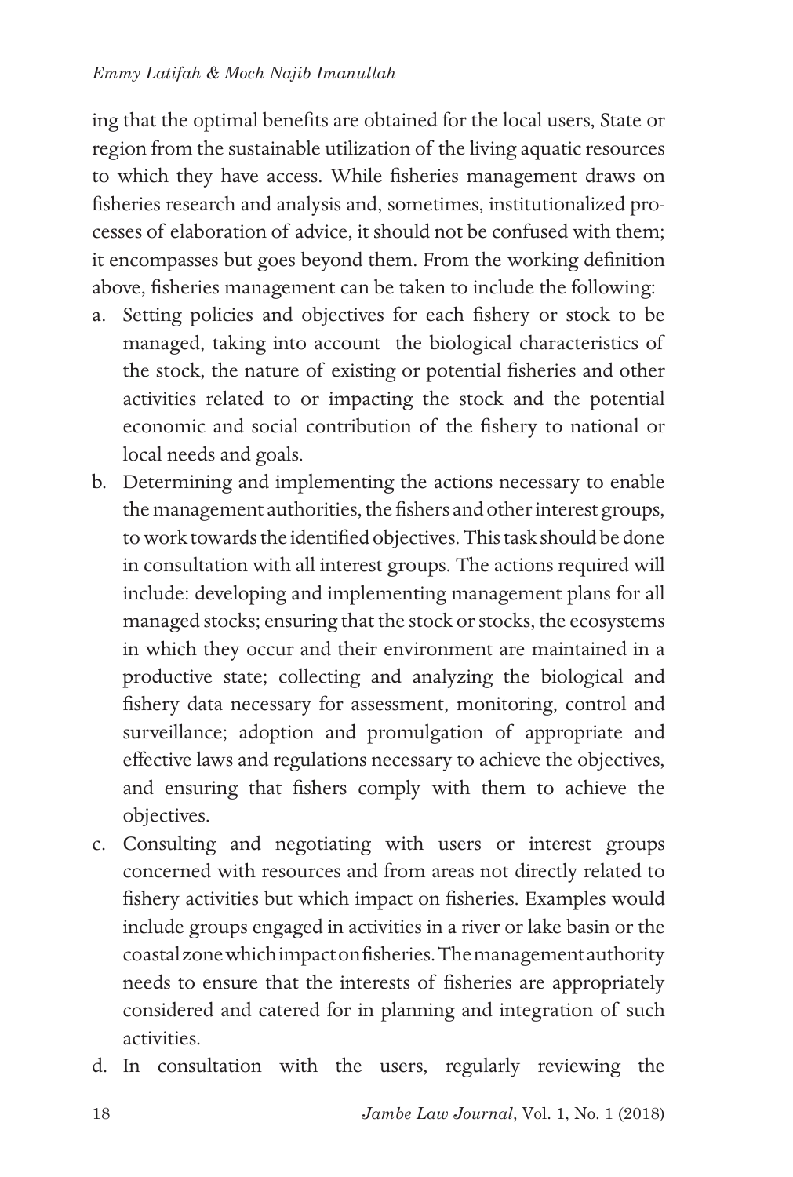ing that the optimal benefits are obtained for the local users, State or region from the sustainable utilization of the living aquatic resources to which they have access. While fisheries management draws on fisheries research and analysis and, sometimes, institutionalized processes of elaboration of advice, it should not be confused with them; it encompasses but goes beyond them. From the working definition above, fisheries management can be taken to include the following:

a. Setting policies and objectives for each fishery or stock to be managed, taking into account the biological characteristics of the stock, the nature of existing or potential fisheries and other activities related to or impacting the stock and the potential economic and social contribution of the fishery to national or local needs and goals.
b. Determining and implementing the actions necessary to enable the management authorities, the fishers and other interest groups, to work towards the identified objectives. This task should be done in consultation with all interest groups. The actions required will include: developing and implementing management plans for all managed stocks; ensuring that the stock or stocks, the ecosystems in which they occur and their environment are maintained in a productive state; collecting and analyzing the biological and fishery data necessary for assessment, monitoring, control and surveillance; adoption and promulgation of appropriate and effective laws and regulations necessary to achieve the objectives, and ensuring that fishers comply with them to achieve the objectives.
c. Consulting and negotiating with users or interest groups concerned with resources and from areas not directly related to fishery activities but which impact on fisheries. Examples would include groups engaged in activities in a river or lake basin or the coastal zone which impact on fisheries. The management authority needs to ensure that the interests of fisheries are appropriately considered and catered for in planning and integration of such activities.
d. In consultation with the users, regularly reviewing the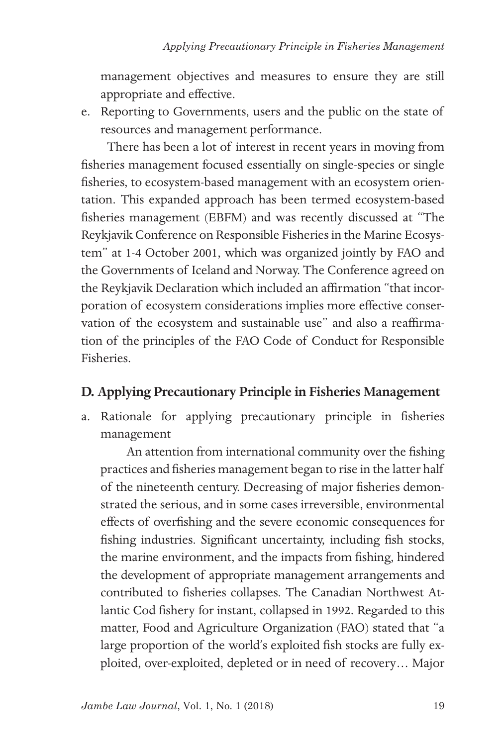management objectives and measures to ensure they are still appropriate and effective.

e. Reporting to Governments, users and the public on the state of resources and management performance.

There has been a lot of interest in recent years in moving from fisheries management focused essentially on single-species or single fisheries, to ecosystem-based management with an ecosystem orientation. This expanded approach has been termed ecosystem-based fisheries management (EBFM) and was recently discussed at "The Reykjavik Conference on Responsible Fisheries in the Marine Ecosystem" at 1-4 October 2001, which was organized jointly by FAO and the Governments of Iceland and Norway. The Conference agreed on the Reykjavik Declaration which included an affirmation "that incorporation of ecosystem considerations implies more effective conservation of the ecosystem and sustainable use" and also a reaffirmation of the principles of the FAO Code of Conduct for Responsible Fisheries.

## D. Applying Precautionary Principle in Fisheries Management

a. Rationale for applying precautionary principle in fisheries management

An attention from international community over the fishing practices and fisheries management began to rise in the latter half of the nineteenth century. Decreasing of major fisheries demonstrated the serious, and in some cases irreversible, environmental effects of overfishing and the severe economic consequences for fishing industries. Significant uncertainty, including fish stocks, the marine environment, and the impacts from fishing, hindered the development of appropriate management arrangements and contributed to fisheries collapses. The Canadian Northwest Atlantic Cod fishery for instant, collapsed in 1992. Regarded to this matter, Food and Agriculture Organization (FAO) stated that "a large proportion of the world's exploited fish stocks are fully exploited, over-exploited, depleted or in need of recovery… Major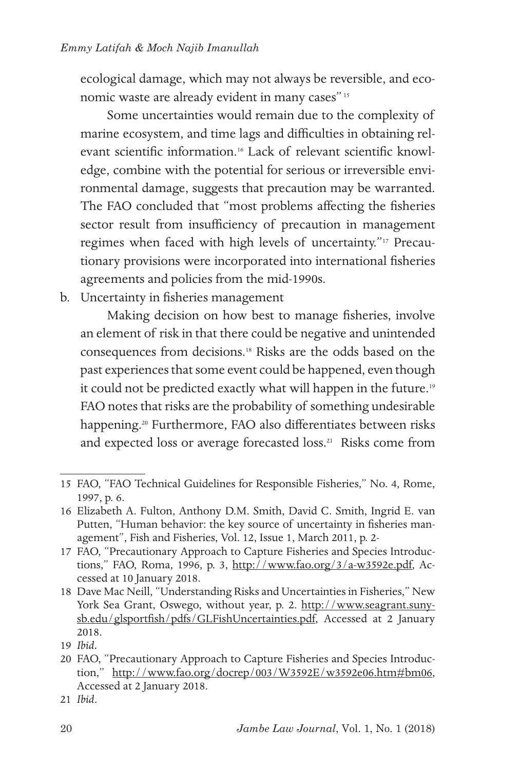ecological damage, which may not always be reversible, and economic waste are already evident in many cases"[15]

Some uncertainties would remain due to the complexity of marine ecosystem, and time lags and difficulties in obtaining relevant scientific information.[16] Lack of relevant scientific knowledge, combine with the potential for serious or irreversible environmental damage, suggests that precaution may be warranted. The FAO concluded that "most problems affecting the fisheries sector result from insufficiency of precaution in management regimes when faced with high levels of uncertainty."[17] Precautionary provisions were incorporated into international fisheries agreements and policies from the mid-1990s.

b. Uncertainty in fisheries management

Making decision on how best to manage fisheries, involve an element of risk in that there could be negative and unintended consequences from decisions.[18] Risks are the odds based on the past experiences that some event could be happened, even though it could not be predicted exactly what will happen in the future.[19] FAO notes that risks are the probability of something undesirable happening.[20] Furthermore, FAO also differentiates between risks and expected loss or average forecasted loss.[21] Risks come from

---

15 FAO, "FAO Technical Guidelines for Responsible Fisheries," No. 4, Rome, 1997, p. 6.

16 Elizabeth A. Fulton, Anthony D.M. Smith, David C. Smith, Ingrid E. van Putten, "Human behavior: the key source of uncertainty in fisheries management", Fish and Fisheries, Vol. 12, Issue 1, March 2011, p. 2-

17 FAO, "Precautionary Approach to Capture Fisheries and Species Introductions," FAO, Roma, 1996, p. 3, http://www.fao.org/3/a-w3592e.pdf, Accessed at 10 January 2018.

18 Dave Mac Neill, "Understanding Risks and Uncertainties in Fisheries," New York Sea Grant, Oswego, without year, p. 2. http://www.seagrant.sunysb.edu/glsportfish/pdfs/GLFishUncertainties.pdf, Accessed at 2 January 2018.

19 *Ibid.*

20 FAO, "Precautionary Approach to Capture Fisheries and Species Introduction," http://www.fao.org/docrep/003/W3592E/w3592e06.htm#bm06, Accessed at 2 January 2018.

21 *Ibid.*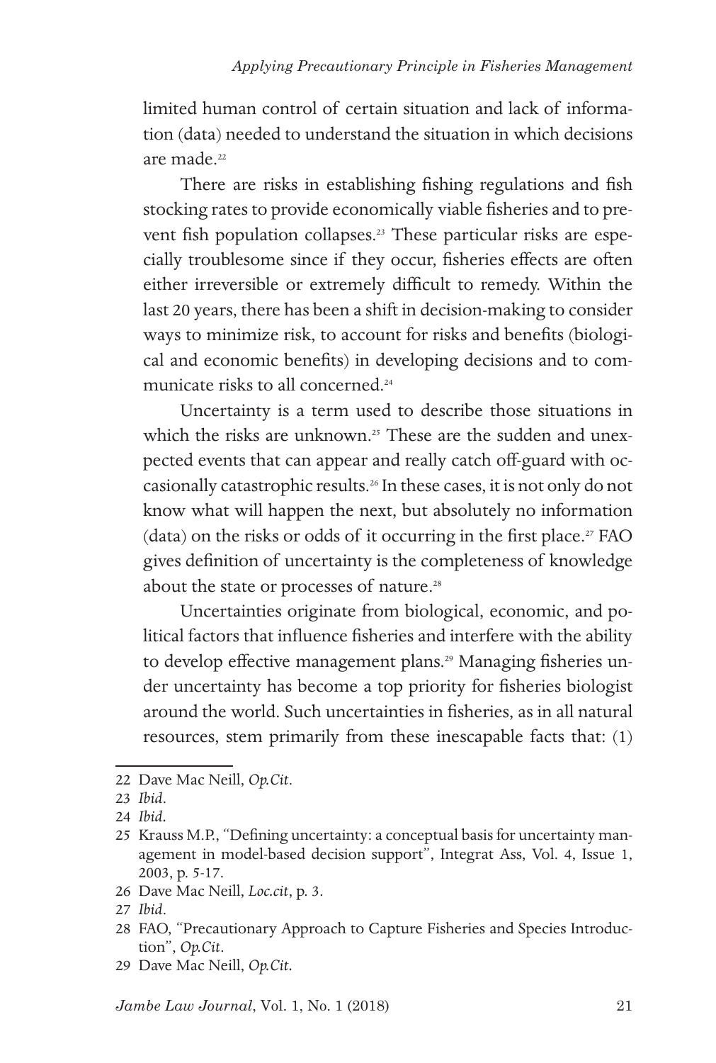limited human control of certain situation and lack of information (data) needed to understand the situation in which decisions are made.[22]

There are risks in establishing fishing regulations and fish stocking rates to provide economically viable fisheries and to prevent fish population collapses.[23] These particular risks are especially troublesome since if they occur, fisheries effects are often either irreversible or extremely difficult to remedy. Within the last 20 years, there has been a shift in decision-making to consider ways to minimize risk, to account for risks and benefits (biological and economic benefits) in developing decisions and to communicate risks to all concerned.[24]

Uncertainty is a term used to describe those situations in which the risks are unknown.[25] These are the sudden and unexpected events that can appear and really catch off-guard with occasionally catastrophic results.[26] In these cases, it is not only do not know what will happen the next, but absolutely no information (data) on the risks or odds of it occurring in the first place.[27] FAO gives definition of uncertainty is the completeness of knowledge about the state or processes of nature.[28]

Uncertainties originate from biological, economic, and political factors that influence fisheries and interfere with the ability to develop effective management plans.[29] Managing fisheries under uncertainty has become a top priority for fisheries biologist around the world. Such uncertainties in fisheries, as in all natural resources, stem primarily from these inescapable facts that: (1)

---

22 Dave Mac Neill, *Op.Cit*.

23 *Ibid*.

24 *Ibid*.

25 Krauss M.P., "Defining uncertainty: a conceptual basis for uncertainty management in model-based decision support", Integrat Ass, Vol. 4, Issue 1, 2003, p. 5-17.

26 Dave Mac Neill, *Loc.cit*, p. 3.

27 *Ibid*.

28 FAO, "Precautionary Approach to Capture Fisheries and Species Introduction", *Op.Cit*.

29 Dave Mac Neill, *Op.Cit*.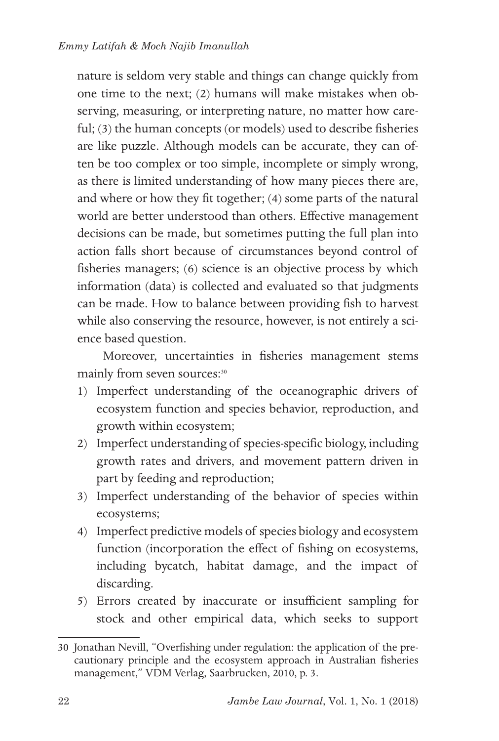nature is seldom very stable and things can change quickly from one time to the next; (2) humans will make mistakes when observing, measuring, or interpreting nature, no matter how careful; (3) the human concepts (or models) used to describe fisheries are like puzzle. Although models can be accurate, they can often be too complex or too simple, incomplete or simply wrong, as there is limited understanding of how many pieces there are, and where or how they fit together; (4) some parts of the natural world are better understood than others. Effective management decisions can be made, but sometimes putting the full plan into action falls short because of circumstances beyond control of fisheries managers; (6) science is an objective process by which information (data) is collected and evaluated so that judgments can be made. How to balance between providing fish to harvest while also conserving the resource, however, is not entirely a science based question.

Moreover, uncertainties in fisheries management stems mainly from seven sources:[30]

1) Imperfect understanding of the oceanographic drivers of ecosystem function and species behavior, reproduction, and growth within ecosystem;
2) Imperfect understanding of species-specific biology, including growth rates and drivers, and movement pattern driven in part by feeding and reproduction;
3) Imperfect understanding of the behavior of species within ecosystems;
4) Imperfect predictive models of species biology and ecosystem function (incorporation the effect of fishing on ecosystems, including bycatch, habitat damage, and the impact of discarding.
5) Errors created by inaccurate or insufficient sampling for stock and other empirical data, which seeks to support

---

30 Jonathan Nevill, "Overfishing under regulation: the application of the precautionary principle and the ecosystem approach in Australian fisheries management," VDM Verlag, Saarbrucken, 2010, p. 3.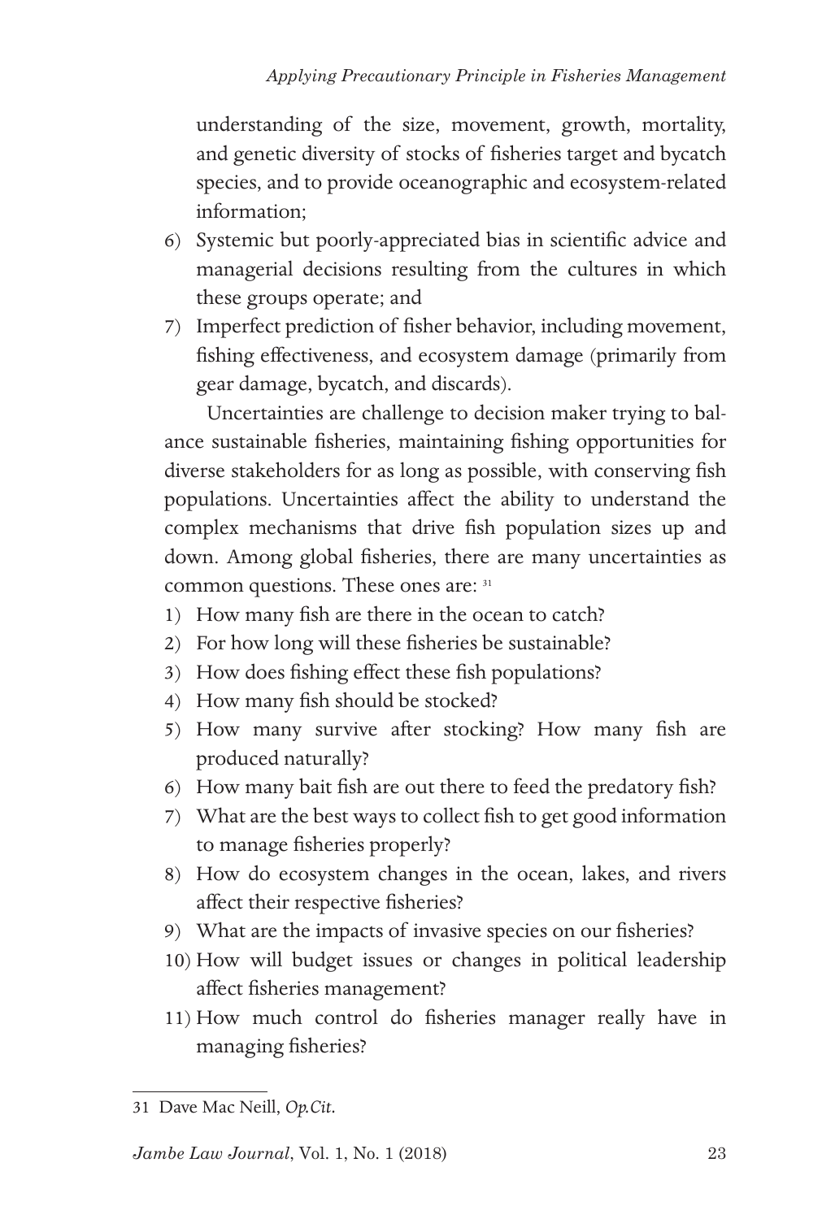understanding of the size, movement, growth, mortality, and genetic diversity of stocks of fisheries target and bycatch species, and to provide oceanographic and ecosystem-related information;

6) Systemic but poorly-appreciated bias in scientific advice and managerial decisions resulting from the cultures in which these groups operate; and
7) Imperfect prediction of fisher behavior, including movement, fishing effectiveness, and ecosystem damage (primarily from gear damage, bycatch, and discards).

Uncertainties are challenge to decision maker trying to balance sustainable fisheries, maintaining fishing opportunities for diverse stakeholders for as long as possible, with conserving fish populations. Uncertainties affect the ability to understand the complex mechanisms that drive fish population sizes up and down. Among global fisheries, there are many uncertainties as common questions. These ones are: [31]

1) How many fish are there in the ocean to catch?
2) For how long will these fisheries be sustainable?
3) How does fishing effect these fish populations?
4) How many fish should be stocked?
5) How many survive after stocking? How many fish are produced naturally?
6) How many bait fish are out there to feed the predatory fish?
7) What are the best ways to collect fish to get good information to manage fisheries properly?
8) How do ecosystem changes in the ocean, lakes, and rivers affect their respective fisheries?
9) What are the impacts of invasive species on our fisheries?
10) How will budget issues or changes in political leadership affect fisheries management?
11) How much control do fisheries manager really have in managing fisheries?

---

31 Dave Mac Neill, *Op.Cit.*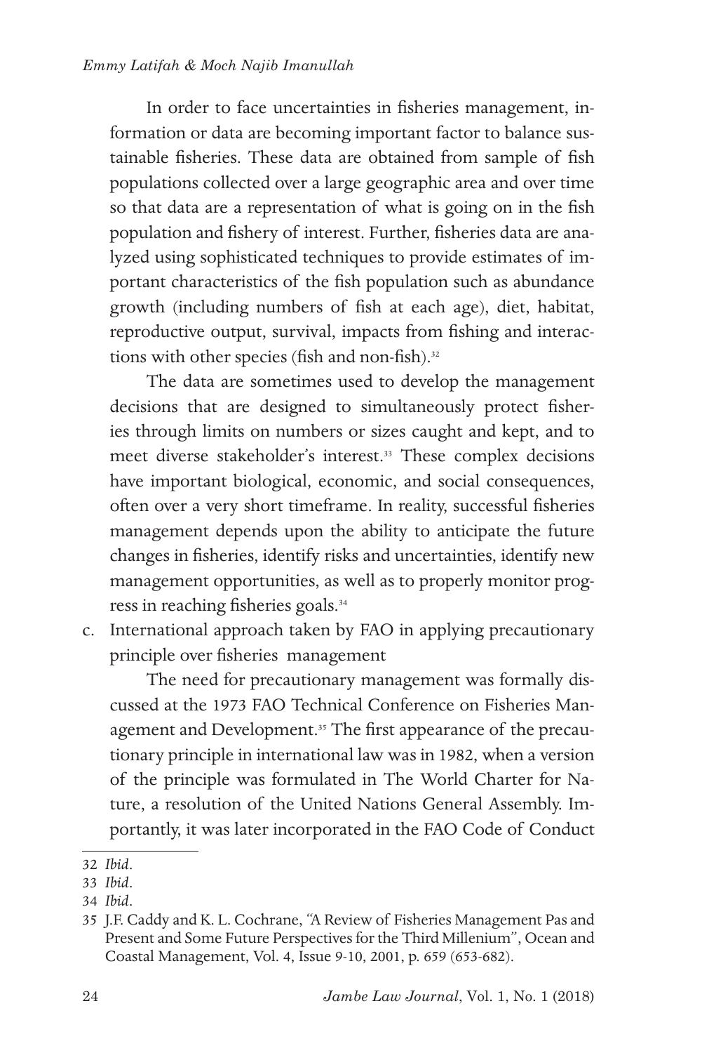In order to face uncertainties in fisheries management, information or data are becoming important factor to balance sustainable fisheries. These data are obtained from sample of fish populations collected over a large geographic area and over time so that data are a representation of what is going on in the fish population and fishery of interest. Further, fisheries data are analyzed using sophisticated techniques to provide estimates of important characteristics of the fish population such as abundance growth (including numbers of fish at each age), diet, habitat, reproductive output, survival, impacts from fishing and interactions with other species (fish and non-fish).[32]

The data are sometimes used to develop the management decisions that are designed to simultaneously protect fisheries through limits on numbers or sizes caught and kept, and to meet diverse stakeholder's interest.[33] These complex decisions have important biological, economic, and social consequences, often over a very short timeframe. In reality, successful fisheries management depends upon the ability to anticipate the future changes in fisheries, identify risks and uncertainties, identify new management opportunities, as well as to properly monitor progress in reaching fisheries goals.[34]

c. International approach taken by FAO in applying precautionary principle over fisheries management

The need for precautionary management was formally discussed at the 1973 FAO Technical Conference on Fisheries Management and Development.[35] The first appearance of the precautionary principle in international law was in 1982, when a version of the principle was formulated in The World Charter for Nature, a resolution of the United Nations General Assembly. Importantly, it was later incorporated in the FAO Code of Conduct

---

32 *Ibid*.

33 *Ibid*.

34 *Ibid*.

35 J.F. Caddy and K. L. Cochrane, "A Review of Fisheries Management Pas and Present and Some Future Perspectives for the Third Millenium", Ocean and Coastal Management, Vol. 4, Issue 9-10, 2001, p. 659 (653-682).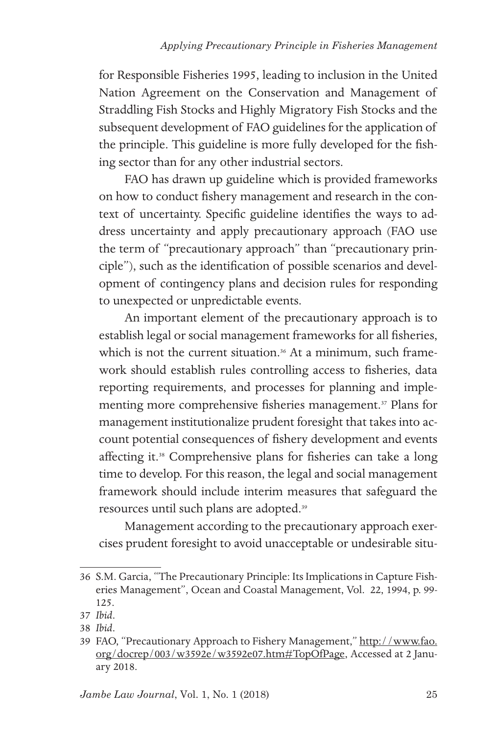for Responsible Fisheries 1995, leading to inclusion in the United Nation Agreement on the Conservation and Management of Straddling Fish Stocks and Highly Migratory Fish Stocks and the subsequent development of FAO guidelines for the application of the principle. This guideline is more fully developed for the fishing sector than for any other industrial sectors.

FAO has drawn up guideline which is provided frameworks on how to conduct fishery management and research in the context of uncertainty. Specific guideline identifies the ways to address uncertainty and apply precautionary approach (FAO use the term of "precautionary approach" than "precautionary principle"), such as the identification of possible scenarios and development of contingency plans and decision rules for responding to unexpected or unpredictable events.

An important element of the precautionary approach is to establish legal or social management frameworks for all fisheries, which is not the current situation.[36] At a minimum, such framework should establish rules controlling access to fisheries, data reporting requirements, and processes for planning and implementing more comprehensive fisheries management.[37] Plans for management institutionalize prudent foresight that takes into account potential consequences of fishery development and events affecting it.[38] Comprehensive plans for fisheries can take a long time to develop. For this reason, the legal and social management framework should include interim measures that safeguard the resources until such plans are adopted.[39]

Management according to the precautionary approach exercises prudent foresight to avoid unacceptable or undesirable situ-

---

36 S.M. Garcia, "The Precautionary Principle: Its Implications in Capture Fisheries Management", Ocean and Coastal Management, Vol. 22, 1994, p. 99-125.

37 *Ibid*.

38 *Ibid*.

39 FAO, "Precautionary Approach to Fishery Management," http://www.fao.org/docrep/003/w3592e/w3592e07.htm#TopOfPage, Accessed at 2 January 2018.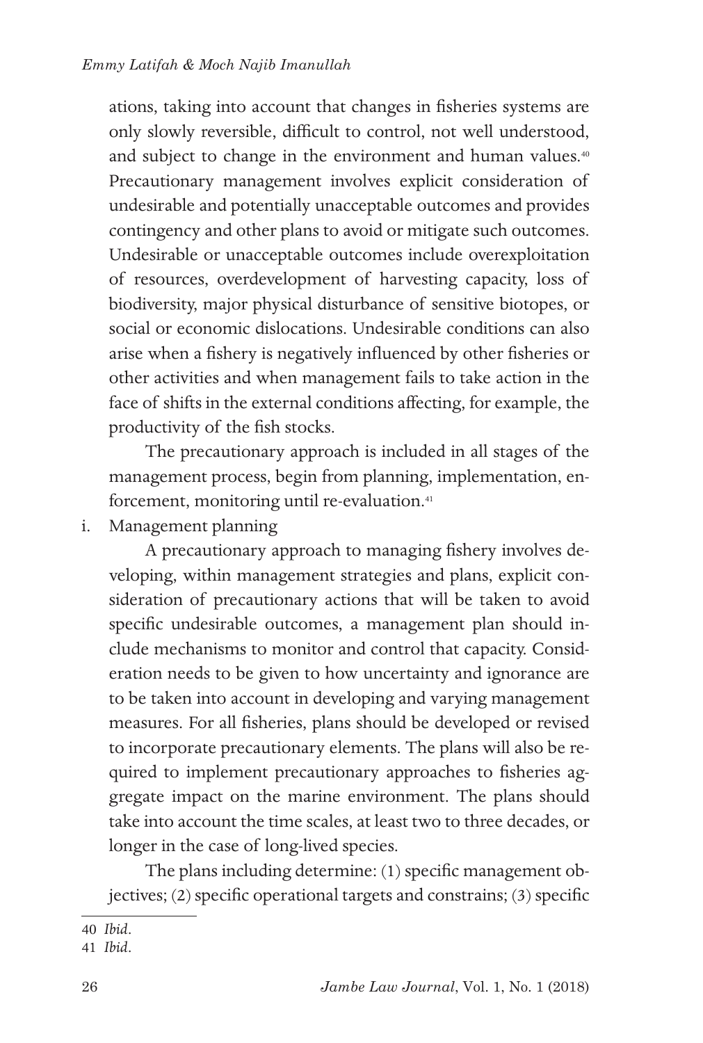ations, taking into account that changes in fisheries systems are only slowly reversible, difficult to control, not well understood, and subject to change in the environment and human values.[40] Precautionary management involves explicit consideration of undesirable and potentially unacceptable outcomes and provides contingency and other plans to avoid or mitigate such outcomes. Undesirable or unacceptable outcomes include overexploitation of resources, overdevelopment of harvesting capacity, loss of biodiversity, major physical disturbance of sensitive biotopes, or social or economic dislocations. Undesirable conditions can also arise when a fishery is negatively influenced by other fisheries or other activities and when management fails to take action in the face of shifts in the external conditions affecting, for example, the productivity of the fish stocks.

The precautionary approach is included in all stages of the management process, begin from planning, implementation, enforcement, monitoring until re-evaluation.[41]

i. Management planning

A precautionary approach to managing fishery involves developing, within management strategies and plans, explicit consideration of precautionary actions that will be taken to avoid specific undesirable outcomes, a management plan should include mechanisms to monitor and control that capacity. Consideration needs to be given to how uncertainty and ignorance are to be taken into account in developing and varying management measures. For all fisheries, plans should be developed or revised to incorporate precautionary elements. The plans will also be required to implement precautionary approaches to fisheries aggregate impact on the marine environment. The plans should take into account the time scales, at least two to three decades, or longer in the case of long-lived species.

The plans including determine: (1) specific management objectives; (2) specific operational targets and constrains; (3) specific

---

40 *Ibid*.

41 *Ibid*.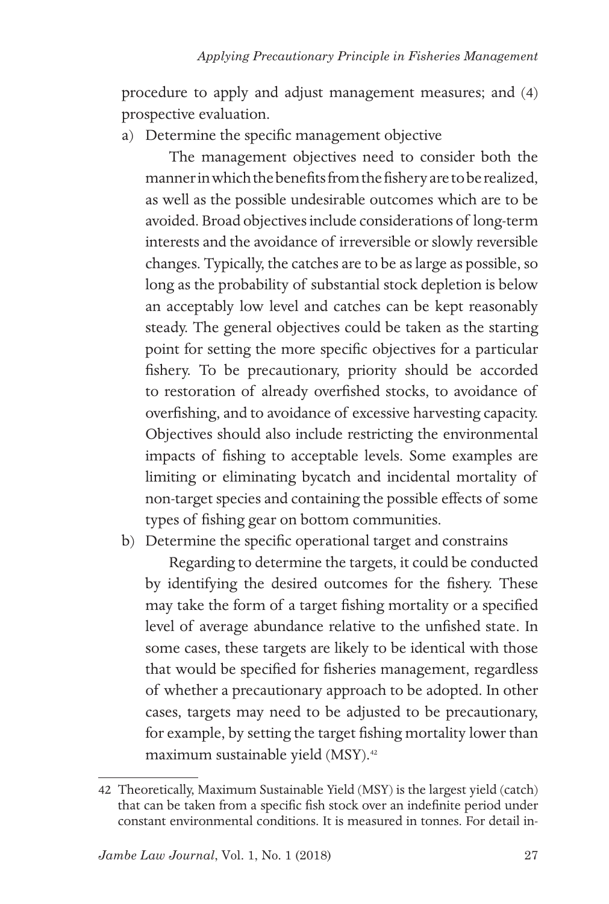procedure to apply and adjust management measures; and (4) prospective evaluation.

a) Determine the specific management objective

The management objectives need to consider both the manner in which the benefits from the fishery are to be realized, as well as the possible undesirable outcomes which are to be avoided. Broad objectives include considerations of long-term interests and the avoidance of irreversible or slowly reversible changes. Typically, the catches are to be as large as possible, so long as the probability of substantial stock depletion is below an acceptably low level and catches can be kept reasonably steady. The general objectives could be taken as the starting point for setting the more specific objectives for a particular fishery. To be precautionary, priority should be accorded to restoration of already overfished stocks, to avoidance of overfishing, and to avoidance of excessive harvesting capacity. Objectives should also include restricting the environmental impacts of fishing to acceptable levels. Some examples are limiting or eliminating bycatch and incidental mortality of non-target species and containing the possible effects of some types of fishing gear on bottom communities.

b) Determine the specific operational target and constrains

Regarding to determine the targets, it could be conducted by identifying the desired outcomes for the fishery. These may take the form of a target fishing mortality or a specified level of average abundance relative to the unfished state. In some cases, these targets are likely to be identical with those that would be specified for fisheries management, regardless of whether a precautionary approach to be adopted. In other cases, targets may need to be adjusted to be precautionary, for example, by setting the target fishing mortality lower than maximum sustainable yield (MSY).[42]

---

42 Theoretically, Maximum Sustainable Yield (MSY) is the largest yield (catch) that can be taken from a specific fish stock over an indefinite period under constant environmental conditions. It is measured in tonnes. For detail in-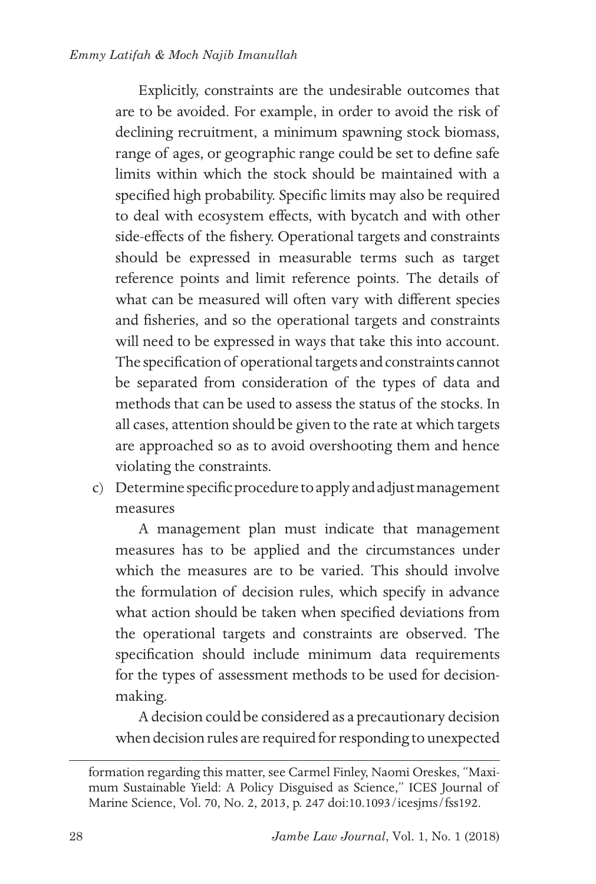Explicitly, constraints are the undesirable outcomes that are to be avoided. For example, in order to avoid the risk of declining recruitment, a minimum spawning stock biomass, range of ages, or geographic range could be set to define safe limits within which the stock should be maintained with a specified high probability. Specific limits may also be required to deal with ecosystem effects, with bycatch and with other side-effects of the fishery. Operational targets and constraints should be expressed in measurable terms such as target reference points and limit reference points. The details of what can be measured will often vary with different species and fisheries, and so the operational targets and constraints will need to be expressed in ways that take this into account. The specification of operational targets and constraints cannot be separated from consideration of the types of data and methods that can be used to assess the status of the stocks. In all cases, attention should be given to the rate at which targets are approached so as to avoid overshooting them and hence violating the constraints.

c) Determine specific procedure to apply and adjust management measures

A management plan must indicate that management measures has to be applied and the circumstances under which the measures are to be varied. This should involve the formulation of decision rules, which specify in advance what action should be taken when specified deviations from the operational targets and constraints are observed. The specification should include minimum data requirements for the types of assessment methods to be used for decision-making.

A decision could be considered as a precautionary decision when decision rules are required for responding to unexpected

---

formation regarding this matter, see Carmel Finley, Naomi Oreskes, "Maximum Sustainable Yield: A Policy Disguised as Science," ICES Journal of Marine Science, Vol. 70, No. 2, 2013, p. 247 doi:10.1093/icesjms/fss192.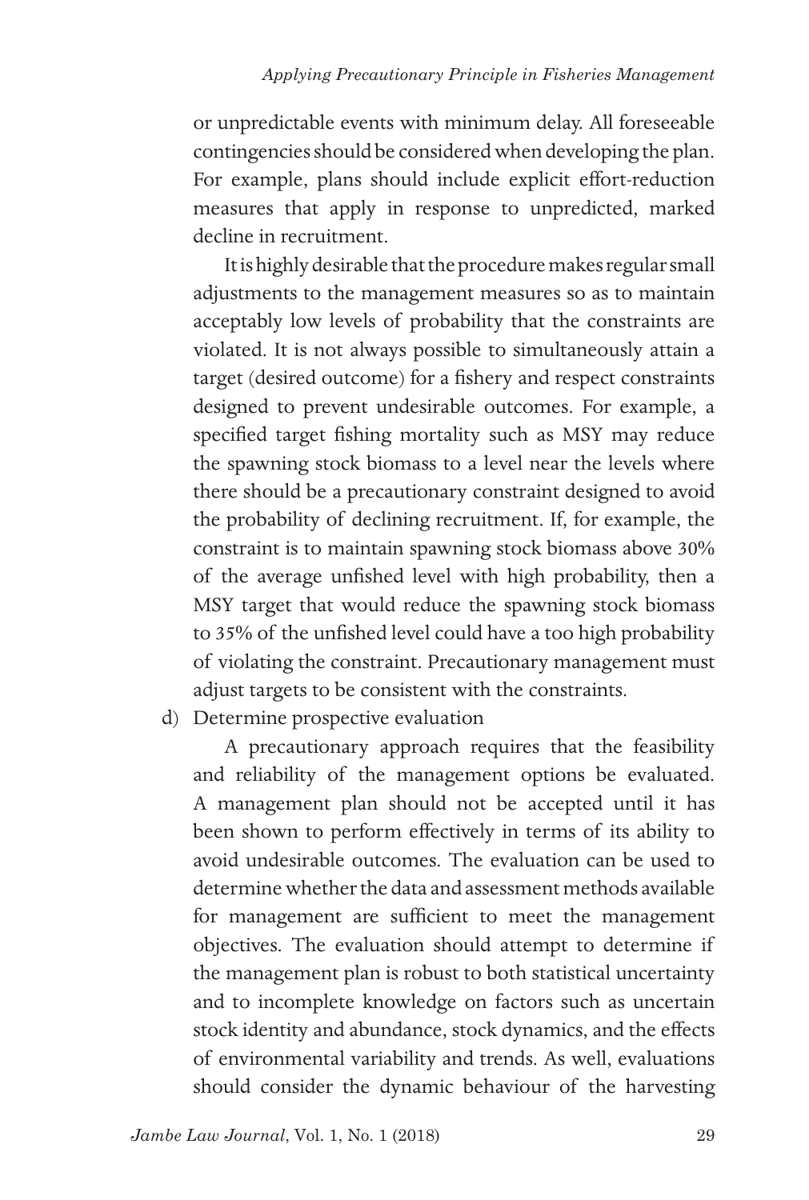or unpredictable events with minimum delay. All foreseeable contingencies should be considered when developing the plan. For example, plans should include explicit effort-reduction measures that apply in response to unpredicted, marked decline in recruitment.

It is highly desirable that the procedure makes regular small adjustments to the management measures so as to maintain acceptably low levels of probability that the constraints are violated. It is not always possible to simultaneously attain a target (desired outcome) for a fishery and respect constraints designed to prevent undesirable outcomes. For example, a specified target fishing mortality such as MSY may reduce the spawning stock biomass to a level near the levels where there should be a precautionary constraint designed to avoid the probability of declining recruitment. If, for example, the constraint is to maintain spawning stock biomass above 30% of the average unfished level with high probability, then a MSY target that would reduce the spawning stock biomass to 35% of the unfished level could have a too high probability of violating the constraint. Precautionary management must adjust targets to be consistent with the constraints.

d) Determine prospective evaluation

A precautionary approach requires that the feasibility and reliability of the management options be evaluated. A management plan should not be accepted until it has been shown to perform effectively in terms of its ability to avoid undesirable outcomes. The evaluation can be used to determine whether the data and assessment methods available for management are sufficient to meet the management objectives. The evaluation should attempt to determine if the management plan is robust to both statistical uncertainty and to incomplete knowledge on factors such as uncertain stock identity and abundance, stock dynamics, and the effects of environmental variability and trends. As well, evaluations should consider the dynamic behaviour of the harvesting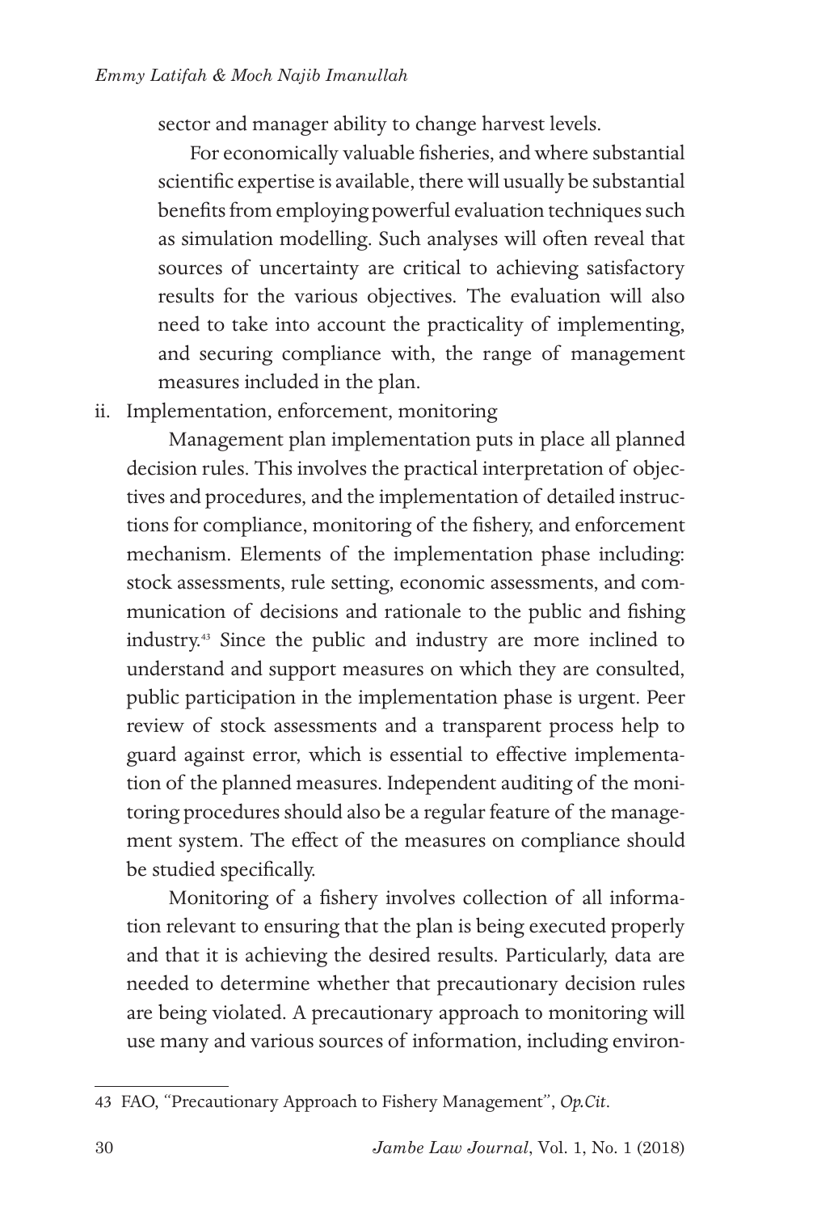sector and manager ability to change harvest levels.

For economically valuable fisheries, and where substantial scientific expertise is available, there will usually be substantial benefits from employing powerful evaluation techniques such as simulation modelling. Such analyses will often reveal that sources of uncertainty are critical to achieving satisfactory results for the various objectives. The evaluation will also need to take into account the practicality of implementing, and securing compliance with, the range of management measures included in the plan.

ii. Implementation, enforcement, monitoring

Management plan implementation puts in place all planned decision rules. This involves the practical interpretation of objectives and procedures, and the implementation of detailed instructions for compliance, monitoring of the fishery, and enforcement mechanism. Elements of the implementation phase including: stock assessments, rule setting, economic assessments, and communication of decisions and rationale to the public and fishing industry.[43] Since the public and industry are more inclined to understand and support measures on which they are consulted, public participation in the implementation phase is urgent. Peer review of stock assessments and a transparent process help to guard against error, which is essential to effective implementation of the planned measures. Independent auditing of the monitoring procedures should also be a regular feature of the management system. The effect of the measures on compliance should be studied specifically.

Monitoring of a fishery involves collection of all information relevant to ensuring that the plan is being executed properly and that it is achieving the desired results. Particularly, data are needed to determine whether that precautionary decision rules are being violated. A precautionary approach to monitoring will use many and various sources of information, including environ-

---

43 FAO, "Precautionary Approach to Fishery Management", *Op.Cit*.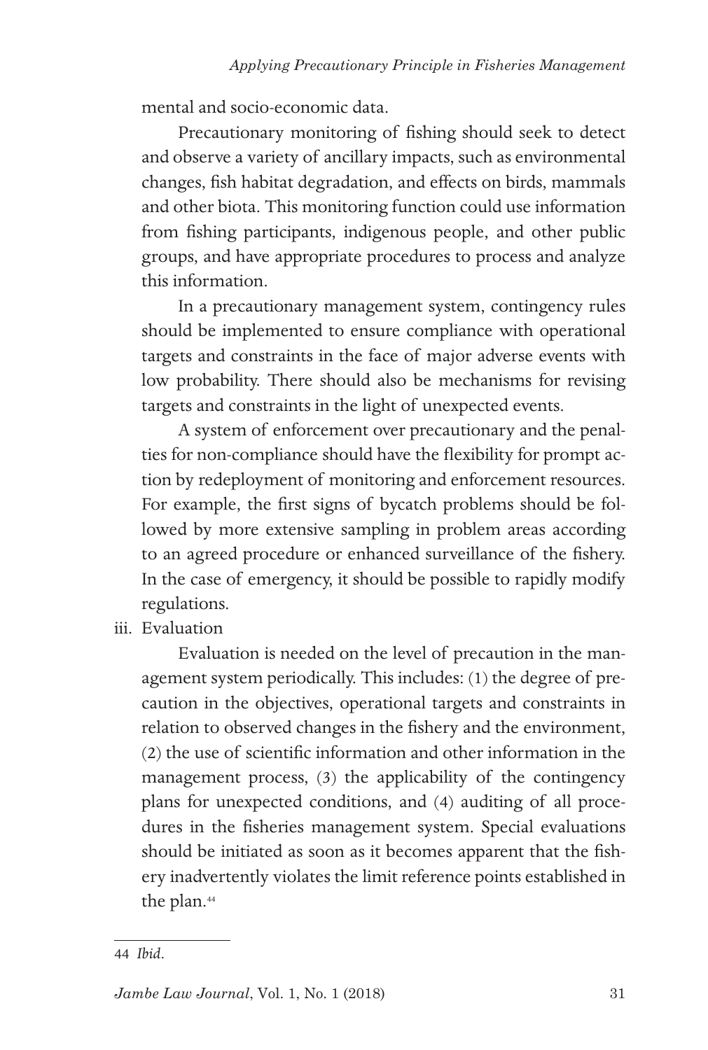mental and socio-economic data.

Precautionary monitoring of fishing should seek to detect and observe a variety of ancillary impacts, such as environmental changes, fish habitat degradation, and effects on birds, mammals and other biota. This monitoring function could use information from fishing participants, indigenous people, and other public groups, and have appropriate procedures to process and analyze this information.

In a precautionary management system, contingency rules should be implemented to ensure compliance with operational targets and constraints in the face of major adverse events with low probability. There should also be mechanisms for revising targets and constraints in the light of unexpected events.

A system of enforcement over precautionary and the penalties for non-compliance should have the flexibility for prompt action by redeployment of monitoring and enforcement resources. For example, the first signs of bycatch problems should be followed by more extensive sampling in problem areas according to an agreed procedure or enhanced surveillance of the fishery. In the case of emergency, it should be possible to rapidly modify regulations.

iii. Evaluation

Evaluation is needed on the level of precaution in the management system periodically. This includes: (1) the degree of precaution in the objectives, operational targets and constraints in relation to observed changes in the fishery and the environment, (2) the use of scientific information and other information in the management process, (3) the applicability of the contingency plans for unexpected conditions, and (4) auditing of all procedures in the fisheries management system. Special evaluations should be initiated as soon as it becomes apparent that the fishery inadvertently violates the limit reference points established in the plan.[44]

---

44 *Ibid*.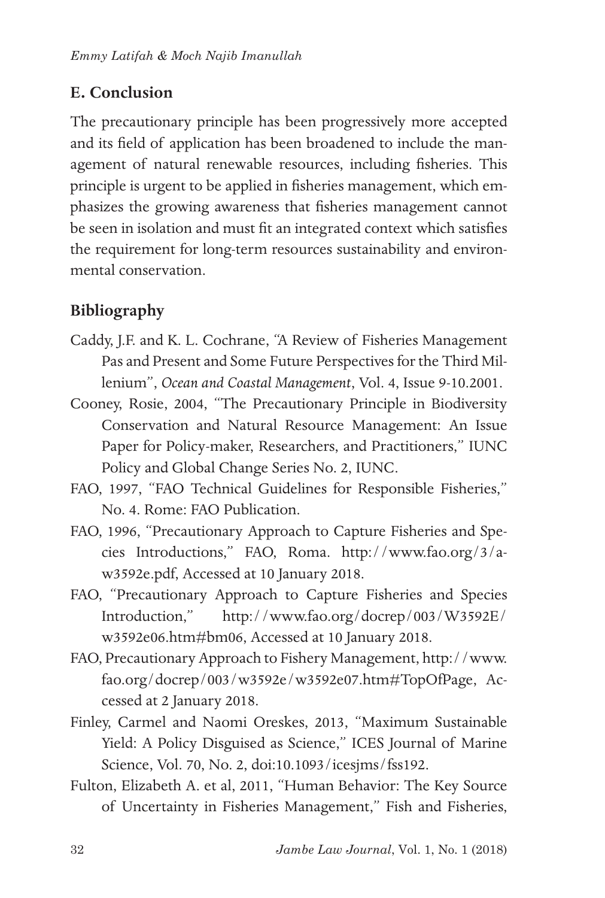## E. Conclusion

The precautionary principle has been progressively more accepted and its field of application has been broadened to include the management of natural renewable resources, including fisheries. This principle is urgent to be applied in fisheries management, which emphasizes the growing awareness that fisheries management cannot be seen in isolation and must fit an integrated context which satisfies the requirement for long-term resources sustainability and environmental conservation.

## Bibliography

Caddy, J.F. and K. L. Cochrane, "A Review of Fisheries Management Pas and Present and Some Future Perspectives for the Third Millenium", *Ocean and Coastal Management*, Vol. 4, Issue 9-10.2001.

Cooney, Rosie, 2004, "The Precautionary Principle in Biodiversity Conservation and Natural Resource Management: An Issue Paper for Policy-maker, Researchers, and Practitioners," IUNC Policy and Global Change Series No. 2, IUNC.

FAO, 1997, "FAO Technical Guidelines for Responsible Fisheries," No. 4. Rome: FAO Publication.

FAO, 1996, "Precautionary Approach to Capture Fisheries and Species Introductions," FAO, Roma. http://www.fao.org/3/a-w3592e.pdf, Accessed at 10 January 2018.

FAO, "Precautionary Approach to Capture Fisheries and Species Introduction," http://www.fao.org/docrep/003/W3592E/w3592e06.htm#bm06, Accessed at 10 January 2018.

FAO, Precautionary Approach to Fishery Management, http://www.fao.org/docrep/003/w3592e/w3592e07.htm#TopOfPage, Accessed at 2 January 2018.

Finley, Carmel and Naomi Oreskes, 2013, "Maximum Sustainable Yield: A Policy Disguised as Science," ICES Journal of Marine Science, Vol. 70, No. 2, doi:10.1093/icesjms/fss192.

Fulton, Elizabeth A. et al, 2011, "Human Behavior: The Key Source of Uncertainty in Fisheries Management," Fish and Fisheries,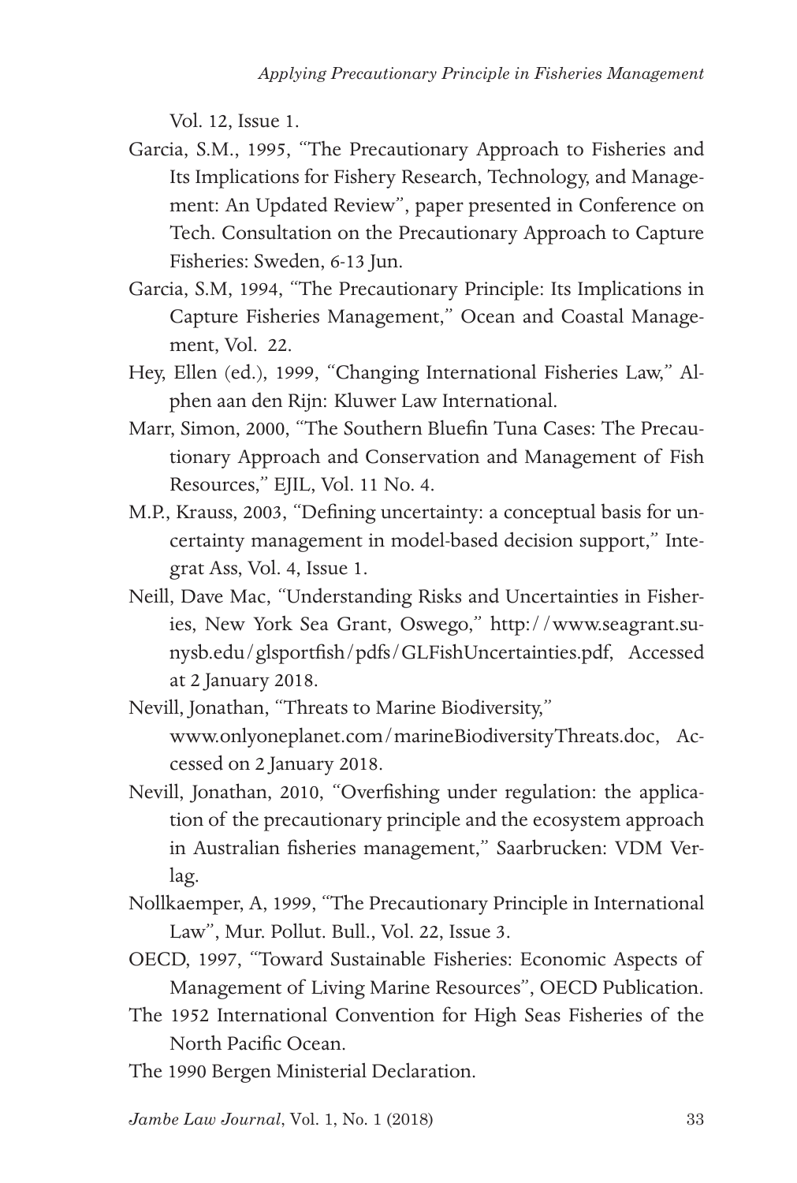Vol. 12, Issue 1.

Garcia, S.M., 1995, "The Precautionary Approach to Fisheries and Its Implications for Fishery Research, Technology, and Management: An Updated Review", paper presented in Conference on Tech. Consultation on the Precautionary Approach to Capture Fisheries: Sweden, 6-13 Jun.

Garcia, S.M, 1994, "The Precautionary Principle: Its Implications in Capture Fisheries Management," Ocean and Coastal Management, Vol. 22.

Hey, Ellen (ed.), 1999, "Changing International Fisheries Law," Alphen aan den Rijn: Kluwer Law International.

Marr, Simon, 2000, "The Southern Bluefin Tuna Cases: The Precautionary Approach and Conservation and Management of Fish Resources," EJIL, Vol. 11 No. 4.

M.P., Krauss, 2003, "Defining uncertainty: a conceptual basis for uncertainty management in model-based decision support," Integrat Ass, Vol. 4, Issue 1.

Neill, Dave Mac, "Understanding Risks and Uncertainties in Fisheries, New York Sea Grant, Oswego," http://www.seagrant.sunysb.edu/glsportfish/pdfs/GLFishUncertainties.pdf, Accessed at 2 January 2018.

Nevill, Jonathan, "Threats to Marine Biodiversity," www.onlyoneplanet.com/marineBiodiversityThreats.doc, Accessed on 2 January 2018.

Nevill, Jonathan, 2010, "Overfishing under regulation: the application of the precautionary principle and the ecosystem approach in Australian fisheries management," Saarbrucken: VDM Verlag.

Nollkaemper, A, 1999, "The Precautionary Principle in International Law", Mur. Pollut. Bull., Vol. 22, Issue 3.

OECD, 1997, "Toward Sustainable Fisheries: Economic Aspects of Management of Living Marine Resources", OECD Publication.

The 1952 International Convention for High Seas Fisheries of the North Pacific Ocean.

The 1990 Bergen Ministerial Declaration.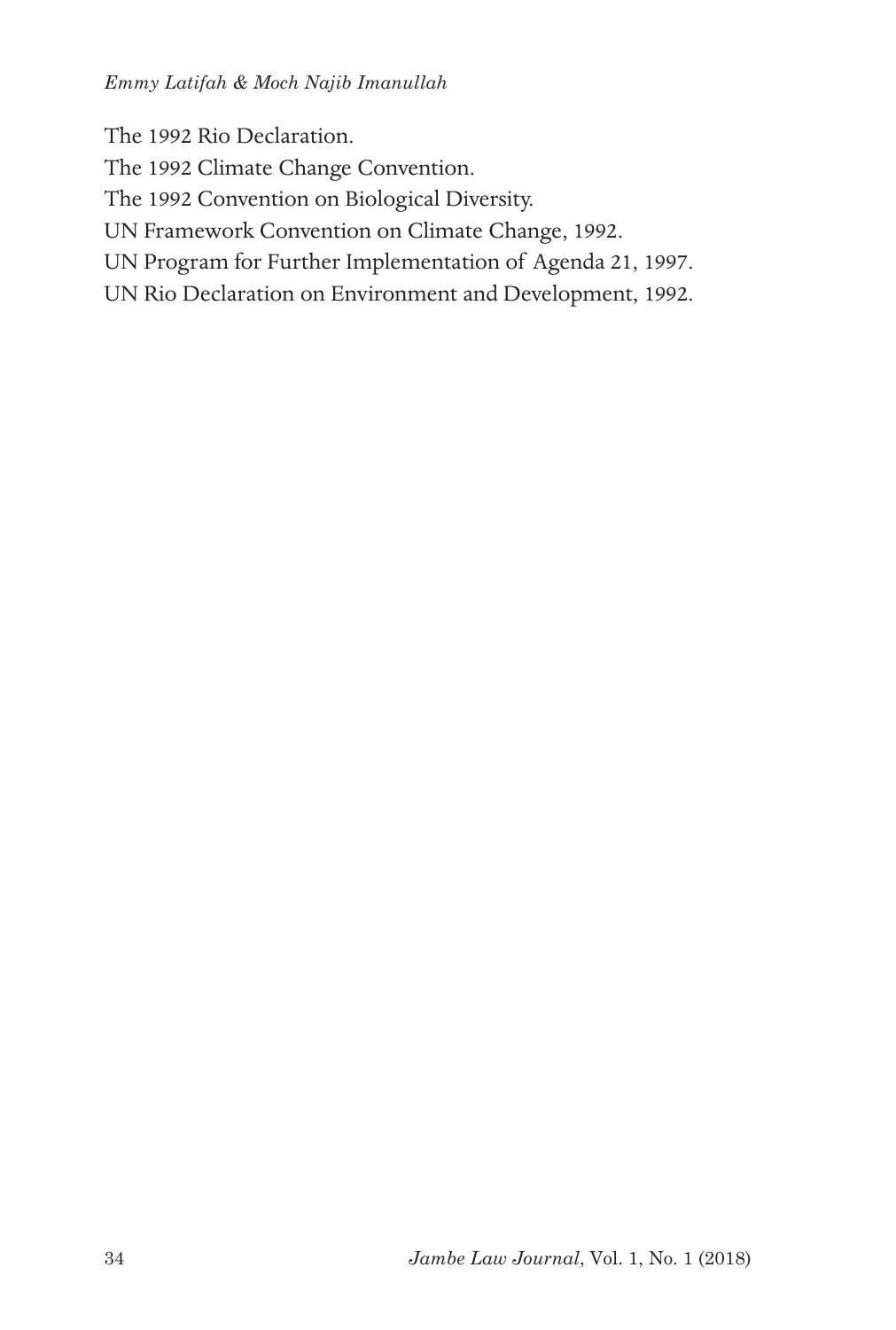The 1992 Rio Declaration.

The 1992 Climate Change Convention.

The 1992 Convention on Biological Diversity.

UN Framework Convention on Climate Change, 1992.

UN Program for Further Implementation of Agenda 21, 1997.

UN Rio Declaration on Environment and Development, 1992.